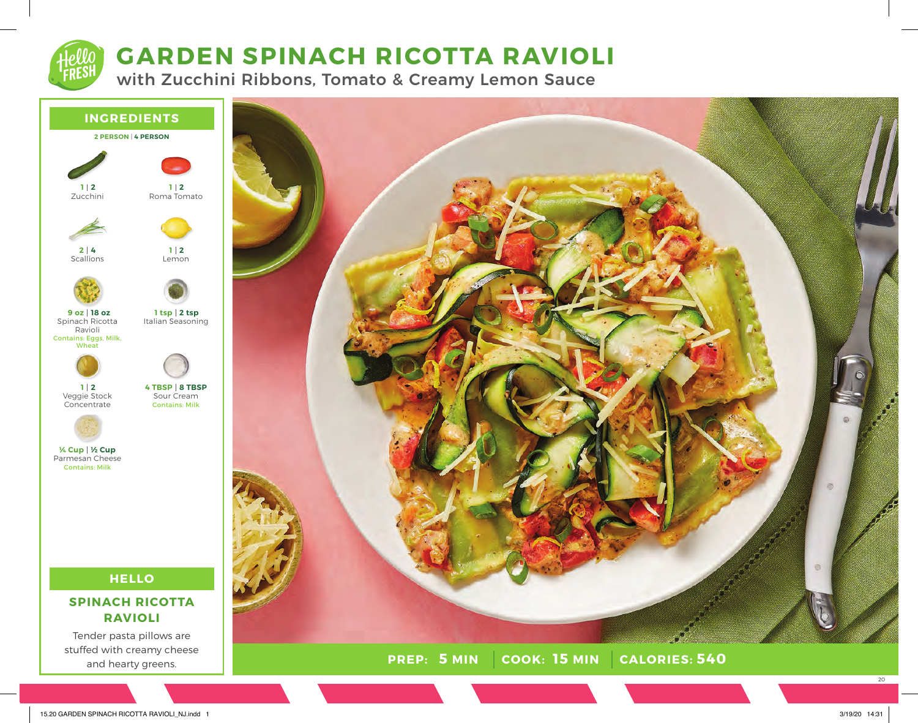# GARDEN SPINACH RICOTTA RAVIOLI

## with Zucchini Ribbons, Tomato & Creamy Lemon Sauce

## INGREDIENTS

**2 PERSON | 4 PERSON**

- **1 | 2** Zucchini
- **1 | 2** Roma Tomato
- **2 | 4** Scallions
- **1 | 2** Lemon
- **9 oz | 18 oz** Spinach Ricotta Ravioli
  Contains: Eggs, Milk, Wheat
- **1 tsp | 2 tsp** Italian Seasoning
- **1 | 2** Veggie Stock Concentrate
- **4 TBSP | 8 TBSP** Sour Cream
  Contains: Milk
- **¼ Cup | ½ Cup** Parmesan Cheese
  Contains: Milk

## HELLO

### SPINACH RICOTTA RAVIOLI

Tender pasta pillows are stuffed with creamy cheese and hearty greens.

**PREP: 5 MIN** | **COOK: 15 MIN** | **CALORIES: 540**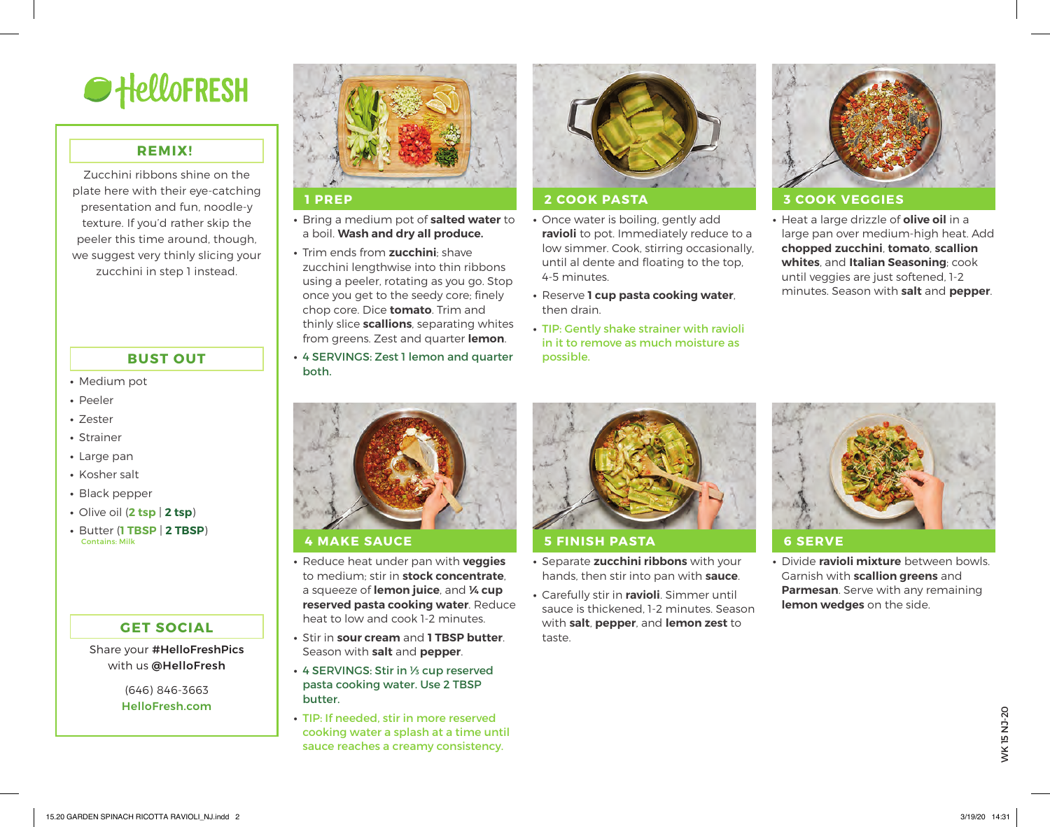# HelloFRESH

## REMIX!

Zucchini ribbons shine on the plate here with their eye-catching presentation and fun, noodle-y texture. If you'd rather skip the peeler this time around, though, we suggest very thinly slicing your zucchini in step 1 instead.

## BUST OUT

- Medium pot
- Peeler
- Zester
- Strainer
- Large pan
- Kosher salt
- Black pepper
- Olive oil (**2 tsp** | **2 tsp**)
- Butter (**1 TBSP** | **2 TBSP**)
  Contains: Milk

## GET SOCIAL

Share your **#HelloFreshPics** with us **@HelloFresh**

(646) 846-3663

HelloFresh.com

## 1 PREP

- Bring a medium pot of **salted water** to a boil. **Wash and dry all produce.**
- Trim ends from **zucchini**; shave zucchini lengthwise into thin ribbons using a peeler, rotating as you go. Stop once you get to the seedy core; finely chop core. Dice **tomato**. Trim and thinly slice **scallions**, separating whites from greens. Zest and quarter **lemon**.
- 4 SERVINGS: Zest 1 lemon and quarter both.

## 2 COOK PASTA

- Once water is boiling, gently add **ravioli** to pot. Immediately reduce to a low simmer. Cook, stirring occasionally, until al dente and floating to the top, 4-5 minutes.
- Reserve **1 cup pasta cooking water**, then drain.
- TIP: Gently shake strainer with ravioli in it to remove as much moisture as possible.

## 3 COOK VEGGIES

- Heat a large drizzle of **olive oil** in a large pan over medium-high heat. Add **chopped zucchini**, **tomato**, **scallion whites**, and **Italian Seasoning**; cook until veggies are just softened, 1-2 minutes. Season with **salt** and **pepper**.

## 4 MAKE SAUCE

- Reduce heat under pan with **veggies** to medium; stir in **stock concentrate**, a squeeze of **lemon juice**, and **¼ cup reserved pasta cooking water**. Reduce heat to low and cook 1-2 minutes.
- Stir in **sour cream** and **1 TBSP butter**. Season with **salt** and **pepper**.
- 4 SERVINGS: Stir in ⅓ cup reserved pasta cooking water. Use 2 TBSP butter.
- TIP: If needed, stir in more reserved cooking water a splash at a time until sauce reaches a creamy consistency.

## 5 FINISH PASTA

- Separate **zucchini ribbons** with your hands, then stir into pan with **sauce**.
- Carefully stir in **ravioli**. Simmer until sauce is thickened, 1-2 minutes. Season with **salt**, **pepper**, and **lemon zest** to taste.

## 6 SERVE

- Divide **ravioli mixture** between bowls. Garnish with **scallion greens** and **Parmesan**. Serve with any remaining **lemon wedges** on the side.

WK 15 NJ-20